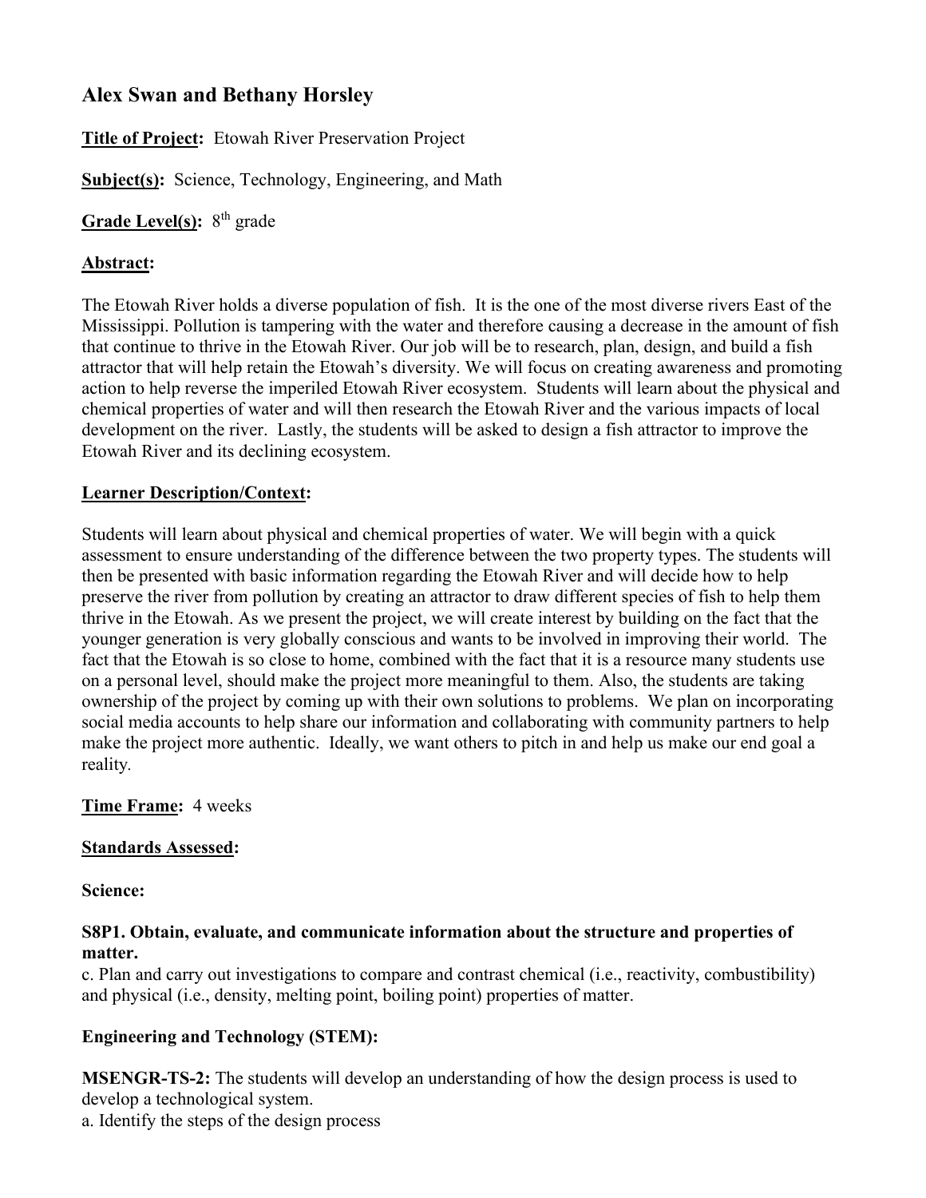# Alex Swan and Bethany Horsley

**Title of Project:** Etowah River Preservation Project

**Subject(s):** Science, Technology, Engineering, and Math

**Grade Level(s):** 8th grade

**Abstract:**

The Etowah River holds a diverse population of fish. It is the one of the most diverse rivers East of the Mississippi. Pollution is tampering with the water and therefore causing a decrease in the amount of fish that continue to thrive in the Etowah River. Our job will be to research, plan, design, and build a fish attractor that will help retain the Etowah's diversity. We will focus on creating awareness and promoting action to help reverse the imperiled Etowah River ecosystem. Students will learn about the physical and chemical properties of water and will then research the Etowah River and the various impacts of local development on the river. Lastly, the students will be asked to design a fish attractor to improve the Etowah River and its declining ecosystem.

**Learner Description/Context:**

Students will learn about physical and chemical properties of water. We will begin with a quick assessment to ensure understanding of the difference between the two property types. The students will then be presented with basic information regarding the Etowah River and will decide how to help preserve the river from pollution by creating an attractor to draw different species of fish to help them thrive in the Etowah. As we present the project, we will create interest by building on the fact that the younger generation is very globally conscious and wants to be involved in improving their world. The fact that the Etowah is so close to home, combined with the fact that it is a resource many students use on a personal level, should make the project more meaningful to them. Also, the students are taking ownership of the project by coming up with their own solutions to problems. We plan on incorporating social media accounts to help share our information and collaborating with community partners to help make the project more authentic. Ideally, we want others to pitch in and help us make our end goal a reality.

**Time Frame:** 4 weeks

**Standards Assessed:**

**Science:**

**S8P1. Obtain, evaluate, and communicate information about the structure and properties of matter.**
c. Plan and carry out investigations to compare and contrast chemical (i.e., reactivity, combustibility) and physical (i.e., density, melting point, boiling point) properties of matter.

**Engineering and Technology (STEM):**

**MSENGR-TS-2:** The students will develop an understanding of how the design process is used to develop a technological system.
a. Identify the steps of the design process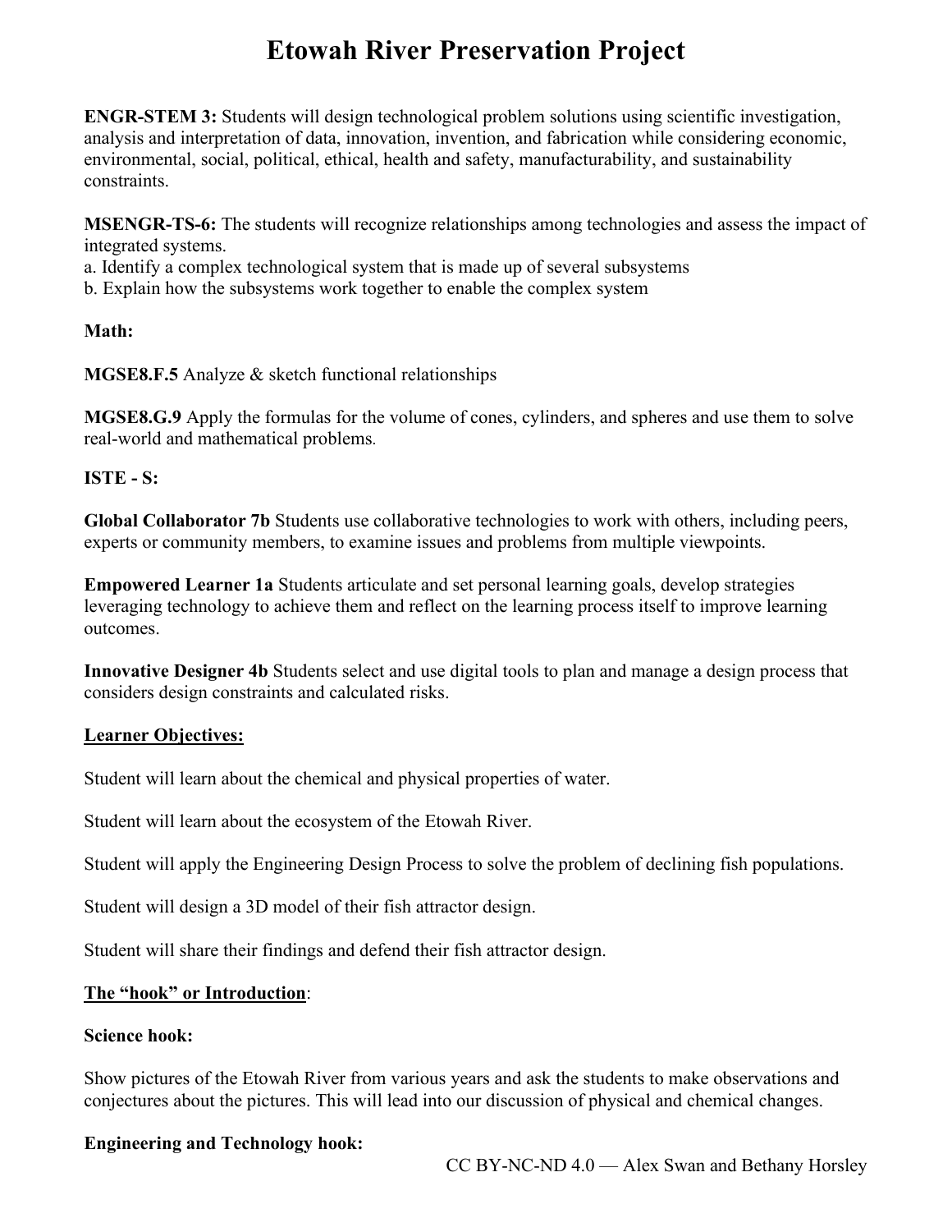# Etowah River Preservation Project

**ENGR-STEM 3:** Students will design technological problem solutions using scientific investigation, analysis and interpretation of data, innovation, invention, and fabrication while considering economic, environmental, social, political, ethical, health and safety, manufacturability, and sustainability constraints.

**MSENGR-TS-6:** The students will recognize relationships among technologies and assess the impact of integrated systems.
a. Identify a complex technological system that is made up of several subsystems
b. Explain how the subsystems work together to enable the complex system

**Math:**

**MGSE8.F.5** Analyze & sketch functional relationships

**MGSE8.G.9** Apply the formulas for the volume of cones, cylinders, and spheres and use them to solve real-world and mathematical problems.

**ISTE - S:**

**Global Collaborator 7b** Students use collaborative technologies to work with others, including peers, experts or community members, to examine issues and problems from multiple viewpoints.

**Empowered Learner 1a** Students articulate and set personal learning goals, develop strategies leveraging technology to achieve them and reflect on the learning process itself to improve learning outcomes.

**Innovative Designer 4b** Students select and use digital tools to plan and manage a design process that considers design constraints and calculated risks.

**Learner Objectives:**

Student will learn about the chemical and physical properties of water.

Student will learn about the ecosystem of the Etowah River.

Student will apply the Engineering Design Process to solve the problem of declining fish populations.

Student will design a 3D model of their fish attractor design.

Student will share their findings and defend their fish attractor design.

**The "hook" or Introduction**:

**Science hook:**

Show pictures of the Etowah River from various years and ask the students to make observations and conjectures about the pictures. This will lead into our discussion of physical and chemical changes.

**Engineering and Technology hook:**

CC BY-NC-ND 4.0 — Alex Swan and Bethany Horsley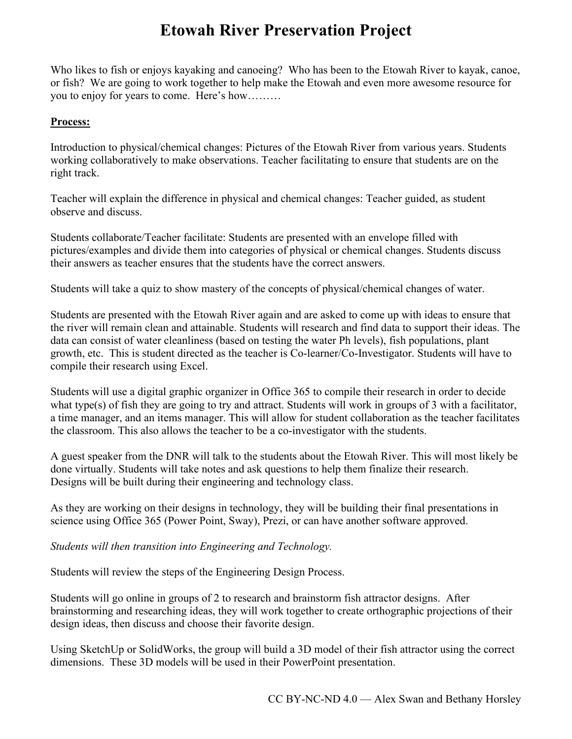# Etowah River Preservation Project

Who likes to fish or enjoys kayaking and canoeing? Who has been to the Etowah River to kayak, canoe, or fish? We are going to work together to help make the Etowah and even more awesome resource for you to enjoy for years to come. Here's how………

**<u>Process:</u>**

Introduction to physical/chemical changes: Pictures of the Etowah River from various years. Students working collaboratively to make observations. Teacher facilitating to ensure that students are on the right track.

Teacher will explain the difference in physical and chemical changes: Teacher guided, as student observe and discuss.

Students collaborate/Teacher facilitate: Students are presented with an envelope filled with pictures/examples and divide them into categories of physical or chemical changes. Students discuss their answers as teacher ensures that the students have the correct answers.

Students will take a quiz to show mastery of the concepts of physical/chemical changes of water.

Students are presented with the Etowah River again and are asked to come up with ideas to ensure that the river will remain clean and attainable. Students will research and find data to support their ideas. The data can consist of water cleanliness (based on testing the water Ph levels), fish populations, plant growth, etc. This is student directed as the teacher is Co-learner/Co-Investigator. Students will have to compile their research using Excel.

Students will use a digital graphic organizer in Office 365 to compile their research in order to decide what type(s) of fish they are going to try and attract. Students will work in groups of 3 with a facilitator, a time manager, and an items manager. This will allow for student collaboration as the teacher facilitates the classroom. This also allows the teacher to be a co-investigator with the students.

A guest speaker from the DNR will talk to the students about the Etowah River. This will most likely be done virtually. Students will take notes and ask questions to help them finalize their research.
Designs will be built during their engineering and technology class.

As they are working on their designs in technology, they will be building their final presentations in science using Office 365 (Power Point, Sway), Prezi, or can have another software approved.

*Students will then transition into Engineering and Technology.*

Students will review the steps of the Engineering Design Process.

Students will go online in groups of 2 to research and brainstorm fish attractor designs. After brainstorming and researching ideas, they will work together to create orthographic projections of their design ideas, then discuss and choose their favorite design.

Using SketchUp or SolidWorks, the group will build a 3D model of their fish attractor using the correct dimensions. These 3D models will be used in their PowerPoint presentation.

CC BY-NC-ND 4.0 — Alex Swan and Bethany Horsley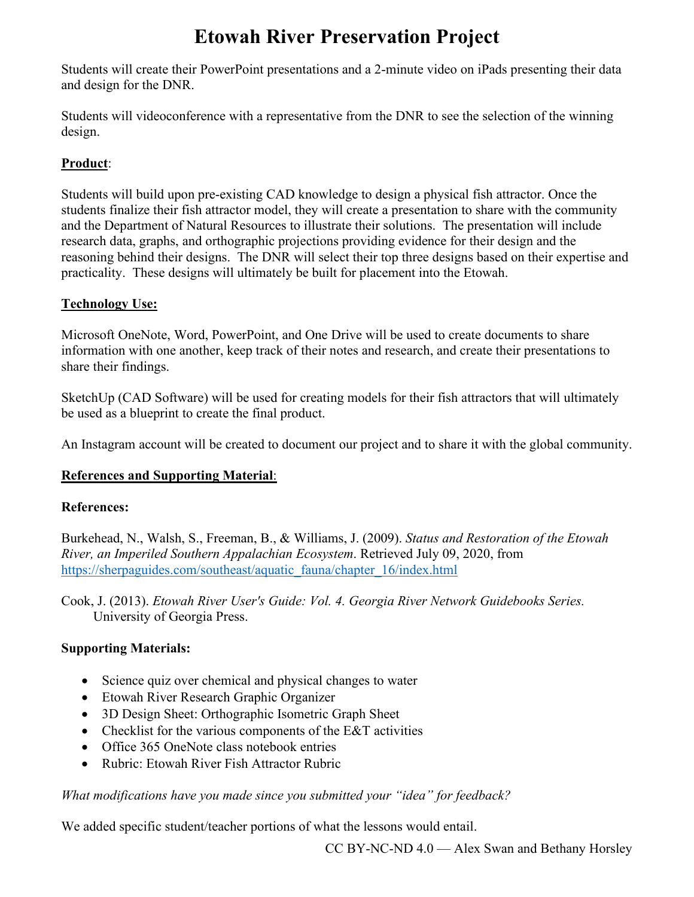# Etowah River Preservation Project

Students will create their PowerPoint presentations and a 2-minute video on iPads presenting their data and design for the DNR.

Students will videoconference with a representative from the DNR to see the selection of the winning design.

**Product**:

Students will build upon pre-existing CAD knowledge to design a physical fish attractor. Once the students finalize their fish attractor model, they will create a presentation to share with the community and the Department of Natural Resources to illustrate their solutions. The presentation will include research data, graphs, and orthographic projections providing evidence for their design and the reasoning behind their designs. The DNR will select their top three designs based on their expertise and practicality. These designs will ultimately be built for placement into the Etowah.

**Technology Use:**

Microsoft OneNote, Word, PowerPoint, and One Drive will be used to create documents to share information with one another, keep track of their notes and research, and create their presentations to share their findings.

SketchUp (CAD Software) will be used for creating models for their fish attractors that will ultimately be used as a blueprint to create the final product.

An Instagram account will be created to document our project and to share it with the global community.

**References and Supporting Material**:

**References:**

Burkehead, N., Walsh, S., Freeman, B., & Williams, J. (2009). *Status and Restoration of the Etowah River, an Imperiled Southern Appalachian Ecosystem*. Retrieved July 09, 2020, from https://sherpaguides.com/southeast/aquatic_fauna/chapter_16/index.html

Cook, J. (2013). *Etowah River User's Guide: Vol. 4. Georgia River Network Guidebooks Series.* University of Georgia Press.

**Supporting Materials:**

- Science quiz over chemical and physical changes to water
- Etowah River Research Graphic Organizer
- 3D Design Sheet: Orthographic Isometric Graph Sheet
- Checklist for the various components of the E&T activities
- Office 365 OneNote class notebook entries
- Rubric: Etowah River Fish Attractor Rubric

*What modifications have you made since you submitted your "idea" for feedback?*

We added specific student/teacher portions of what the lessons would entail.

CC BY-NC-ND 4.0 — Alex Swan and Bethany Horsley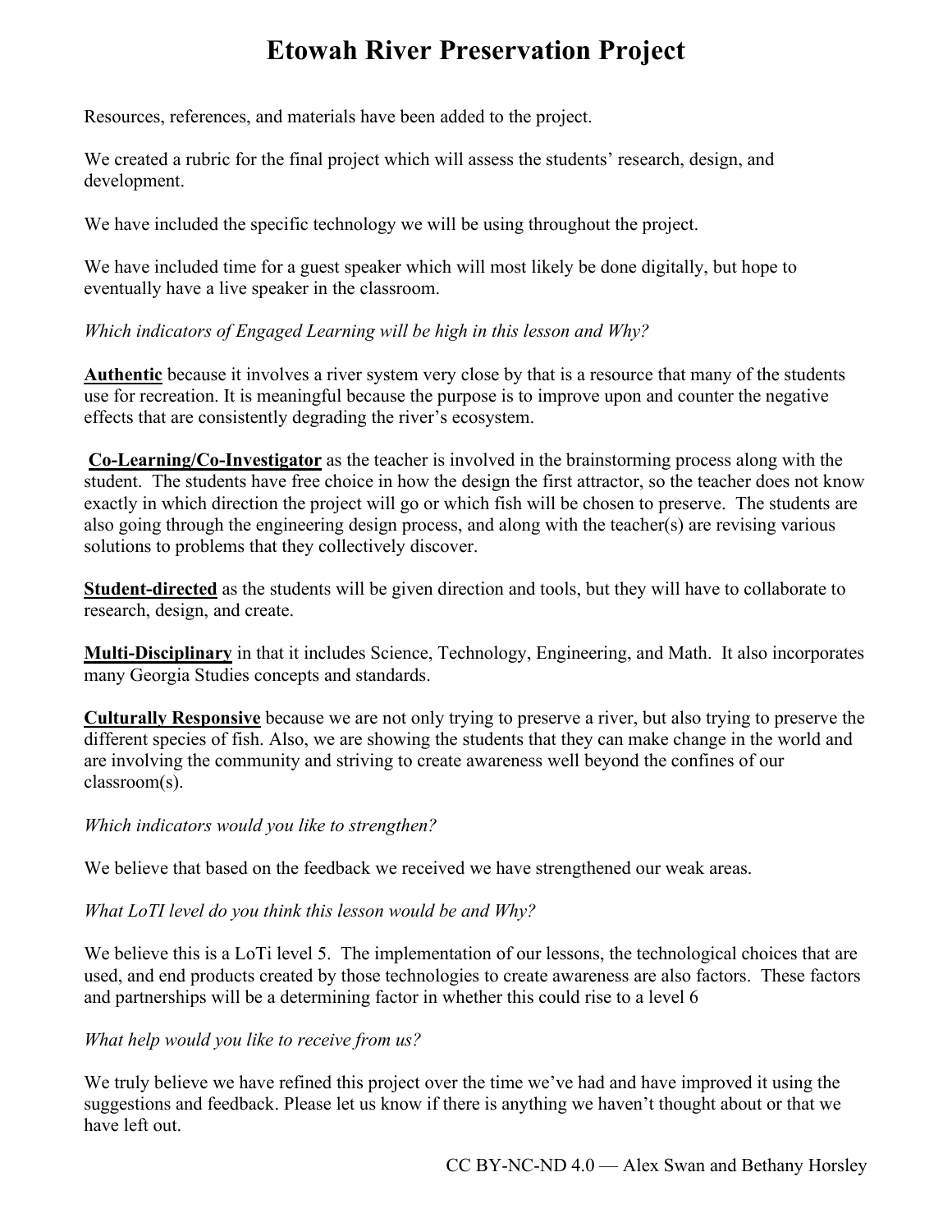# Etowah River Preservation Project

Resources, references, and materials have been added to the project.

We created a rubric for the final project which will assess the students' research, design, and development.

We have included the specific technology we will be using throughout the project.

We have included time for a guest speaker which will most likely be done digitally, but hope to eventually have a live speaker in the classroom.

*Which indicators of Engaged Learning will be high in this lesson and Why?*

**Authentic** because it involves a river system very close by that is a resource that many of the students use for recreation. It is meaningful because the purpose is to improve upon and counter the negative effects that are consistently degrading the river's ecosystem.

**Co-Learning/Co-Investigator** as the teacher is involved in the brainstorming process along with the student. The students have free choice in how the design the first attractor, so the teacher does not know exactly in which direction the project will go or which fish will be chosen to preserve. The students are also going through the engineering design process, and along with the teacher(s) are revising various solutions to problems that they collectively discover.

**Student-directed** as the students will be given direction and tools, but they will have to collaborate to research, design, and create.

**Multi-Disciplinary** in that it includes Science, Technology, Engineering, and Math. It also incorporates many Georgia Studies concepts and standards.

**Culturally Responsive** because we are not only trying to preserve a river, but also trying to preserve the different species of fish. Also, we are showing the students that they can make change in the world and are involving the community and striving to create awareness well beyond the confines of our classroom(s).

*Which indicators would you like to strengthen?*

We believe that based on the feedback we received we have strengthened our weak areas.

*What LoTI level do you think this lesson would be and Why?*

We believe this is a LoTi level 5. The implementation of our lessons, the technological choices that are used, and end products created by those technologies to create awareness are also factors. These factors and partnerships will be a determining factor in whether this could rise to a level 6

*What help would you like to receive from us?*

We truly believe we have refined this project over the time we've had and have improved it using the suggestions and feedback. Please let us know if there is anything we haven't thought about or that we have left out.

CC BY-NC-ND 4.0 — Alex Swan and Bethany Horsley